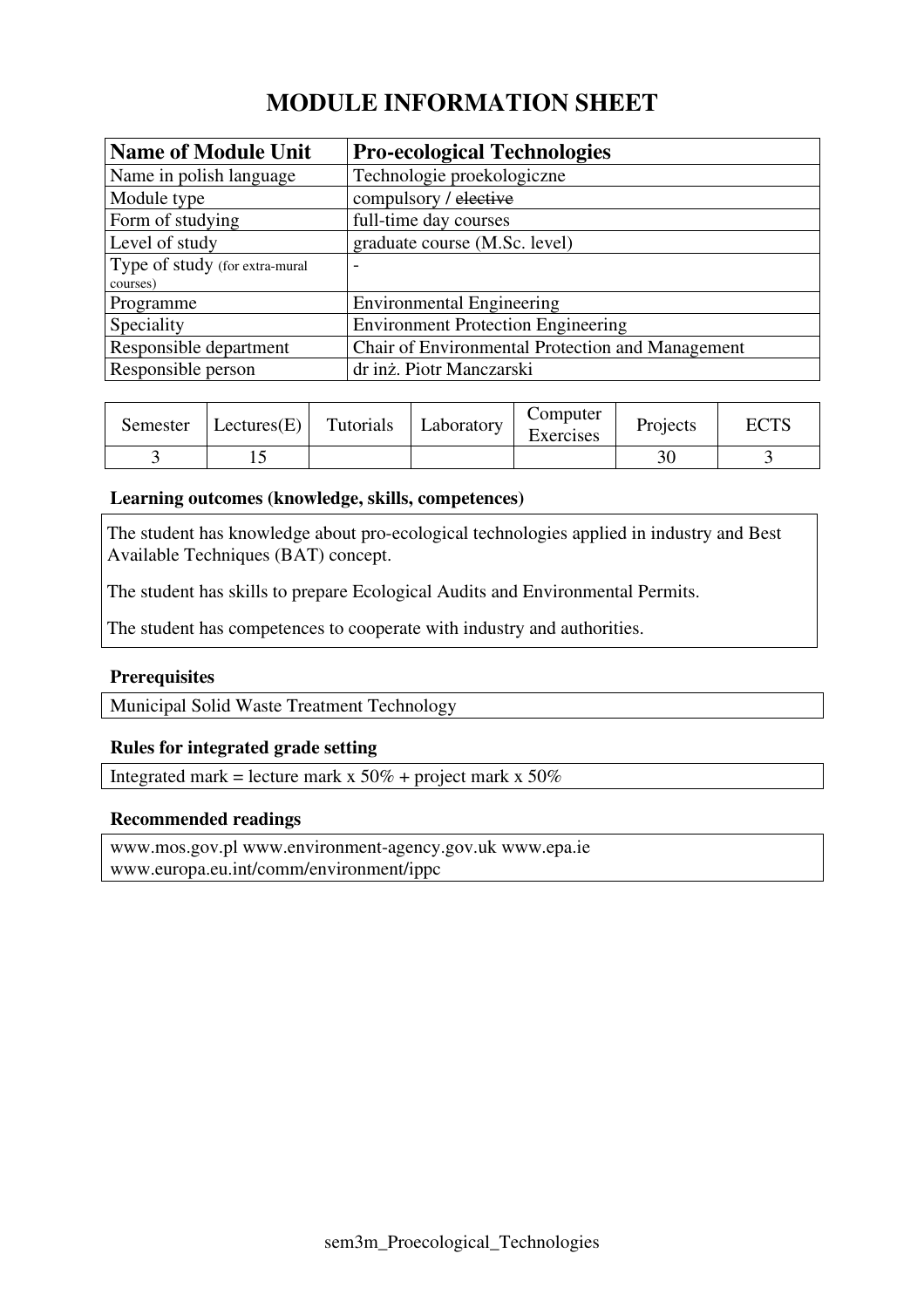# MODULE INFORMATION SHEET

| **Name of Module Unit** | **Pro-ecological Technologies** |
|---|---|
| Name in polish language | Technologie proekologiczne |
| Module type | compulsory / ~~elective~~ |
| Form of studying | full-time day courses |
| Level of study | graduate course (M.Sc. level) |
| Type of study (for extra-mural courses) | - |
| Programme | Environmental Engineering |
| Speciality | Environment Protection Engineering |
| Responsible department | Chair of Environmental Protection and Management |
| Responsible person | dr inż. Piotr Manczarski |

| Semester | Lectures(E) | Tutorials | Laboratory | Computer Exercises | Projects | ECTS |
|---|---|---|---|---|---|---|
| 3 | 15 | | | | 30 | 3 |

### Learning outcomes (knowledge, skills, competences)

The student has knowledge about pro-ecological technologies applied in industry and Best Available Techniques (BAT) concept.

The student has skills to prepare Ecological Audits and Environmental Permits.

The student has competences to cooperate with industry and authorities.

### Prerequisites

Municipal Solid Waste Treatment Technology

### Rules for integrated grade setting

Integrated mark = lecture mark x 50% + project mark x 50%

### Recommended readings

www.mos.gov.pl www.environment-agency.gov.uk www.epa.ie
www.europa.eu.int/comm/environment/ippc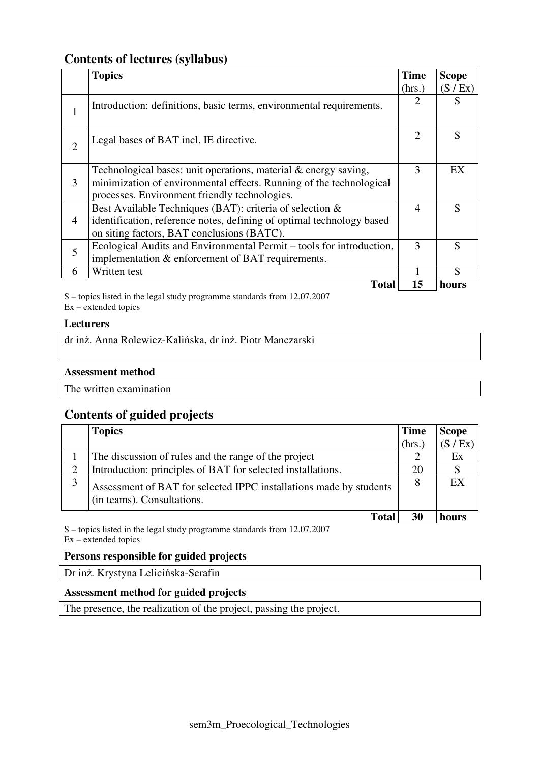## Contents of lectures (syllabus)

| | Topics | Time (hrs.) | Scope (S / Ex) |
|---|---|---|---|
| 1 | Introduction: definitions, basic terms, environmental requirements. | 2 | S |
| 2 | Legal bases of BAT incl. IE directive. | 2 | S |
| 3 | Technological bases: unit operations, material & energy saving, minimization of environmental effects. Running of the technological processes. Environment friendly technologies. | 3 | EX |
| 4 | Best Available Techniques (BAT): criteria of selection & identification, reference notes, defining of optimal technology based on siting factors, BAT conclusions (BATC). | 4 | S |
| 5 | Ecological Audits and Environmental Permit – tools for introduction, implementation & enforcement of BAT requirements. | 3 | S |
| 6 | Written test | 1 | S |
| | **Total** | **15** | **hours** |

S – topics listed in the legal study programme standards from 12.07.2007
Ex – extended topics

### Lecturers

dr inż. Anna Rolewicz-Kalińska, dr inż. Piotr Manczarski

### Assessment method

The written examination

## Contents of guided projects

| | Topics | Time (hrs.) | Scope (S / Ex) |
|---|---|---|---|
| 1 | The discussion of rules and the range of the project | 2 | Ex |
| 2 | Introduction: principles of BAT for selected installations. | 20 | S |
| 3 | Assessment of BAT for selected IPPC installations made by students (in teams). Consultations. | 8 | EX |
| | **Total** | **30** | **hours** |

S – topics listed in the legal study programme standards from 12.07.2007
Ex – extended topics

### Persons responsible for guided projects

Dr inż. Krystyna Lelicińska-Serafin

### Assessment method for guided projects

The presence, the realization of the project, passing the project.